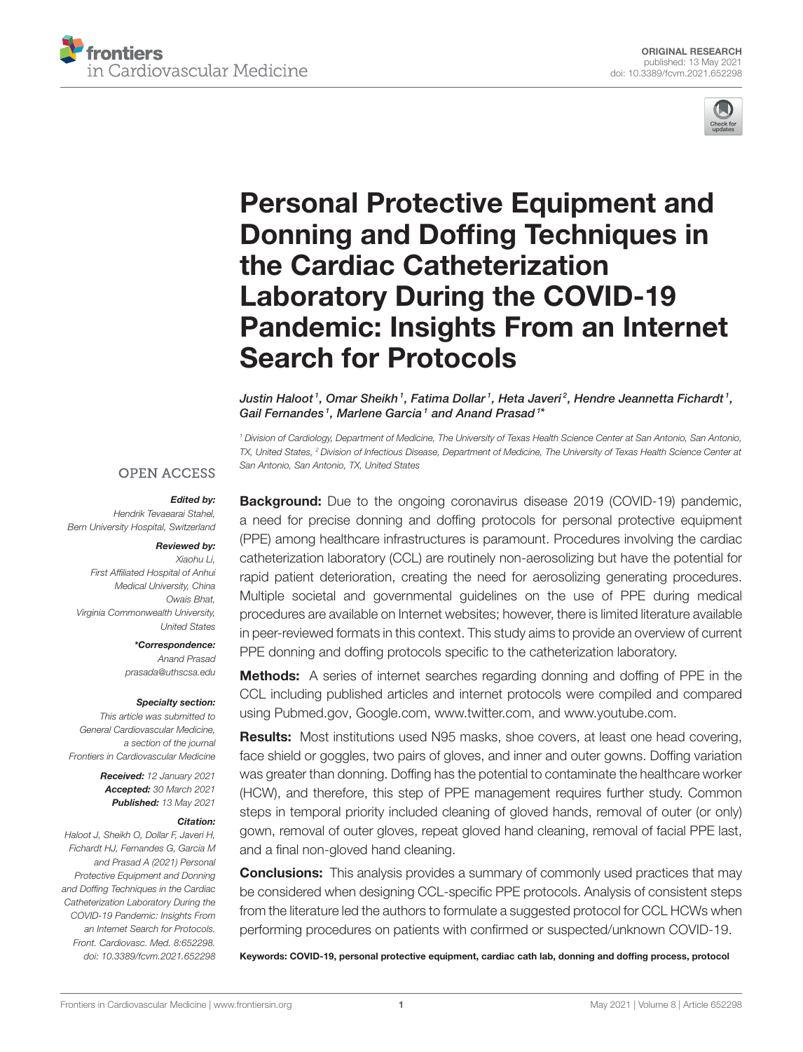ORIGINAL RESEARCH
published: 13 May 2021
doi: 10.3389/fcvm.2021.652298

# Personal Protective Equipment and Donning and Doffing Techniques in the Cardiac Catheterization Laboratory During the COVID-19 Pandemic: Insights From an Internet Search for Protocols

*Justin Haloot[1], Omar Sheikh[1], Fatima Dollar[1], Heta Javeri[2], Hendre Jeannetta Fichardt[1], Gail Fernandes[1], Marlene Garcia[1] and Anand Prasad[1]\**

[1] Division of Cardiology, Department of Medicine, The University of Texas Health Science Center at San Antonio, San Antonio, TX, United States, [2] Division of Infectious Disease, Department of Medicine, The University of Texas Health Science Center at San Antonio, San Antonio, TX, United States

OPEN ACCESS

***Edited by:***
Hendrik Tevaearai Stahel, Bern University Hospital, Switzerland

***Reviewed by:***
Xiaohu Li, First Affiliated Hospital of Anhui Medical University, China
Owais Bhat, Virginia Commonwealth University, United States

***\*Correspondence:***
Anand Prasad
prasada@uthscsa.edu

***Specialty section:***
This article was submitted to General Cardiovascular Medicine, a section of the journal Frontiers in Cardiovascular Medicine

***Received:*** 12 January 2021
***Accepted:*** 30 March 2021
***Published:*** 13 May 2021

***Citation:***
Haloot J, Sheikh O, Dollar F, Javeri H, Fichardt HJ, Fernandes G, Garcia M and Prasad A (2021) Personal Protective Equipment and Donning and Doffing Techniques in the Cardiac Catheterization Laboratory During the COVID-19 Pandemic: Insights From an Internet Search for Protocols. Front. Cardiovasc. Med. 8:652298. doi: 10.3389/fcvm.2021.652298

**Background:** Due to the ongoing coronavirus disease 2019 (COVID-19) pandemic, a need for precise donning and doffing protocols for personal protective equipment (PPE) among healthcare infrastructures is paramount. Procedures involving the cardiac catheterization laboratory (CCL) are routinely non-aerosolizing but have the potential for rapid patient deterioration, creating the need for aerosolizing generating procedures. Multiple societal and governmental guidelines on the use of PPE during medical procedures are available on Internet websites; however, there is limited literature available in peer-reviewed formats in this context. This study aims to provide an overview of current PPE donning and doffing protocols specific to the catheterization laboratory.

**Methods:** A series of internet searches regarding donning and doffing of PPE in the CCL including published articles and internet protocols were compiled and compared using Pubmed.gov, Google.com, www.twitter.com, and www.youtube.com.

**Results:** Most institutions used N95 masks, shoe covers, at least one head covering, face shield or goggles, two pairs of gloves, and inner and outer gowns. Doffing variation was greater than donning. Doffing has the potential to contaminate the healthcare worker (HCW), and therefore, this step of PPE management requires further study. Common steps in temporal priority included cleaning of gloved hands, removal of outer (or only) gown, removal of outer gloves, repeat gloved hand cleaning, removal of facial PPE last, and a final non-gloved hand cleaning.

**Conclusions:** This analysis provides a summary of commonly used practices that may be considered when designing CCL-specific PPE protocols. Analysis of consistent steps from the literature led the authors to formulate a suggested protocol for CCL HCWs when performing procedures on patients with confirmed or suspected/unknown COVID-19.

**Keywords: COVID-19, personal protective equipment, cardiac cath lab, donning and doffing process, protocol**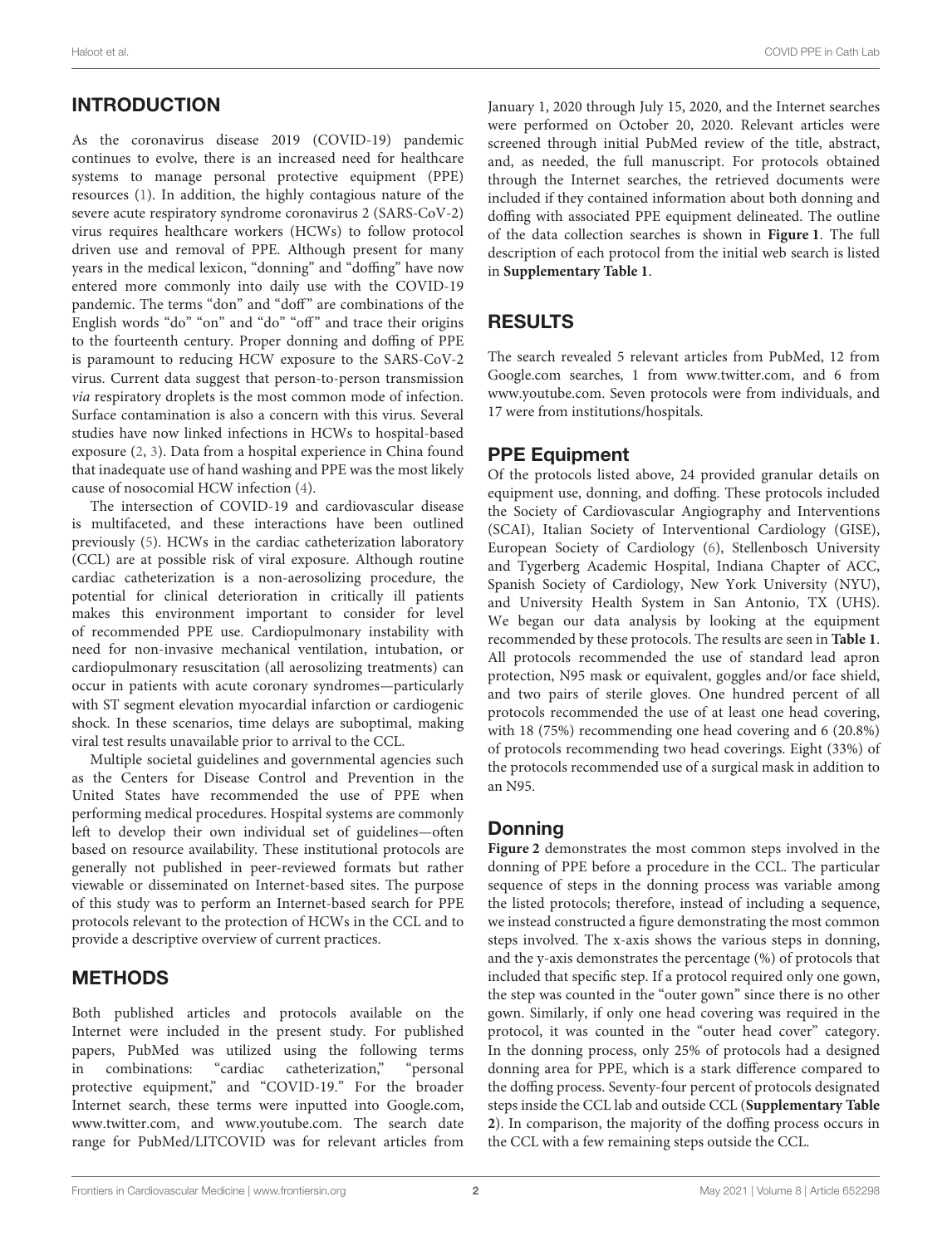## INTRODUCTION

As the coronavirus disease 2019 (COVID-19) pandemic continues to evolve, there is an increased need for healthcare systems to manage personal protective equipment (PPE) resources (1). In addition, the highly contagious nature of the severe acute respiratory syndrome coronavirus 2 (SARS-CoV-2) virus requires healthcare workers (HCWs) to follow protocol driven use and removal of PPE. Although present for many years in the medical lexicon, "donning" and "doffing" have now entered more commonly into daily use with the COVID-19 pandemic. The terms "don" and "doff" are combinations of the English words "do" "on" and "do" "off" and trace their origins to the fourteenth century. Proper donning and doffing of PPE is paramount to reducing HCW exposure to the SARS-CoV-2 virus. Current data suggest that person-to-person transmission *via* respiratory droplets is the most common mode of infection. Surface contamination is also a concern with this virus. Several studies have now linked infections in HCWs to hospital-based exposure (2, 3). Data from a hospital experience in China found that inadequate use of hand washing and PPE was the most likely cause of nosocomial HCW infection (4).

The intersection of COVID-19 and cardiovascular disease is multifaceted, and these interactions have been outlined previously (5). HCWs in the cardiac catheterization laboratory (CCL) are at possible risk of viral exposure. Although routine cardiac catheterization is a non-aerosolizing procedure, the potential for clinical deterioration in critically ill patients makes this environment important to consider for level of recommended PPE use. Cardiopulmonary instability with need for non-invasive mechanical ventilation, intubation, or cardiopulmonary resuscitation (all aerosolizing treatments) can occur in patients with acute coronary syndromes—particularly with ST segment elevation myocardial infarction or cardiogenic shock. In these scenarios, time delays are suboptimal, making viral test results unavailable prior to arrival to the CCL.

Multiple societal guidelines and governmental agencies such as the Centers for Disease Control and Prevention in the United States have recommended the use of PPE when performing medical procedures. Hospital systems are commonly left to develop their own individual set of guidelines—often based on resource availability. These institutional protocols are generally not published in peer-reviewed formats but rather viewable or disseminated on Internet-based sites. The purpose of this study was to perform an Internet-based search for PPE protocols relevant to the protection of HCWs in the CCL and to provide a descriptive overview of current practices.

## METHODS

Both published articles and protocols available on the Internet were included in the present study. For published papers, PubMed was utilized using the following terms in combinations: "cardiac catheterization," "personal protective equipment," and "COVID-19." For the broader Internet search, these terms were inputted into Google.com, www.twitter.com, and www.youtube.com. The search date range for PubMed/LITCOVID was for relevant articles from January 1, 2020 through July 15, 2020, and the Internet searches were performed on October 20, 2020. Relevant articles were screened through initial PubMed review of the title, abstract, and, as needed, the full manuscript. For protocols obtained through the Internet searches, the retrieved documents were included if they contained information about both donning and doffing with associated PPE equipment delineated. The outline of the data collection searches is shown in **Figure 1**. The full description of each protocol from the initial web search is listed in **Supplementary Table 1**.

## RESULTS

The search revealed 5 relevant articles from PubMed, 12 from Google.com searches, 1 from www.twitter.com, and 6 from www.youtube.com. Seven protocols were from individuals, and 17 were from institutions/hospitals.

### PPE Equipment

Of the protocols listed above, 24 provided granular details on equipment use, donning, and doffing. These protocols included the Society of Cardiovascular Angiography and Interventions (SCAI), Italian Society of Interventional Cardiology (GISE), European Society of Cardiology (6), Stellenbosch University and Tygerberg Academic Hospital, Indiana Chapter of ACC, Spanish Society of Cardiology, New York University (NYU), and University Health System in San Antonio, TX (UHS). We began our data analysis by looking at the equipment recommended by these protocols. The results are seen in **Table 1**. All protocols recommended the use of standard lead apron protection, N95 mask or equivalent, goggles and/or face shield, and two pairs of sterile gloves. One hundred percent of all protocols recommended the use of at least one head covering, with 18 (75%) recommending one head covering and 6 (20.8%) of protocols recommending two head coverings. Eight (33%) of the protocols recommended use of a surgical mask in addition to an N95.

### Donning

**Figure 2** demonstrates the most common steps involved in the donning of PPE before a procedure in the CCL. The particular sequence of steps in the donning process was variable among the listed protocols; therefore, instead of including a sequence, we instead constructed a figure demonstrating the most common steps involved. The x-axis shows the various steps in donning, and the y-axis demonstrates the percentage (%) of protocols that included that specific step. If a protocol required only one gown, the step was counted in the "outer gown" since there is no other gown. Similarly, if only one head covering was required in the protocol, it was counted in the "outer head cover" category. In the donning process, only 25% of protocols had a designed donning area for PPE, which is a stark difference compared to the doffing process. Seventy-four percent of protocols designated steps inside the CCL lab and outside CCL (**Supplementary Table 2**). In comparison, the majority of the doffing process occurs in the CCL with a few remaining steps outside the CCL.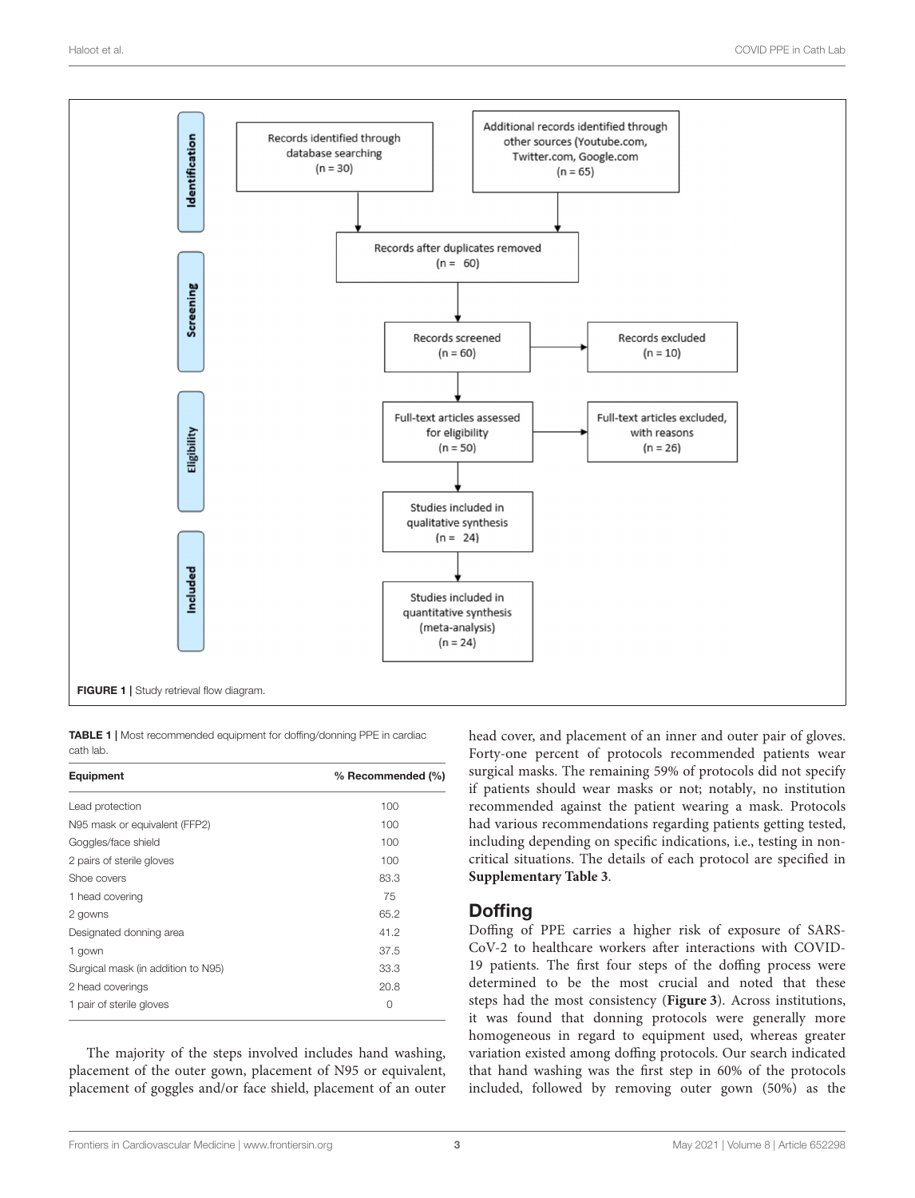Identification

Records identified through database searching (n = 30)

Additional records identified through other sources (Youtube.com, Twitter.com, Google.com) (n = 65)

Screening

Records after duplicates removed (n = 60)

Records screened (n = 60)

Records excluded (n = 10)

Eligibility

Full-text articles assessed for eligibility (n = 50)

Full-text articles excluded, with reasons (n = 26)

Included

Studies included in qualitative synthesis (n = 24)

Studies included in quantitative synthesis (meta-analysis) (n = 24)

**FIGURE 1 |** Study retrieval flow diagram.

**TABLE 1 |** Most recommended equipment for doffing/donning PPE in cardiac cath lab.

| Equipment | % Recommended (%) |
|---|---|
| Lead protection | 100 |
| N95 mask or equivalent (FFP2) | 100 |
| Goggles/face shield | 100 |
| 2 pairs of sterile gloves | 100 |
| Shoe covers | 83.3 |
| 1 head covering | 75 |
| 2 gowns | 65.2 |
| Designated donning area | 41.2 |
| 1 gown | 37.5 |
| Surgical mask (in addition to N95) | 33.3 |
| 2 head coverings | 20.8 |
| 1 pair of sterile gloves | 0 |

The majority of the steps involved includes hand washing, placement of the outer gown, placement of N95 or equivalent, placement of goggles and/or face shield, placement of an outer head cover, and placement of an inner and outer pair of gloves. Forty-one percent of protocols recommended patients wear surgical masks. The remaining 59% of protocols did not specify if patients should wear masks or not; notably, no institution recommended against the patient wearing a mask. Protocols had various recommendations regarding patients getting tested, including depending on specific indications, i.e., testing in non-critical situations. The details of each protocol are specified in **Supplementary Table 3**.

## Doffing

Doffing of PPE carries a higher risk of exposure of SARS-CoV-2 to healthcare workers after interactions with COVID-19 patients. The first four steps of the doffing process were determined to be the most crucial and noted that these steps had the most consistency (**Figure 3**). Across institutions, it was found that donning protocols were generally more homogeneous in regard to equipment used, whereas greater variation existed among doffing protocols. Our search indicated that hand washing was the first step in 60% of the protocols included, followed by removing outer gown (50%) as the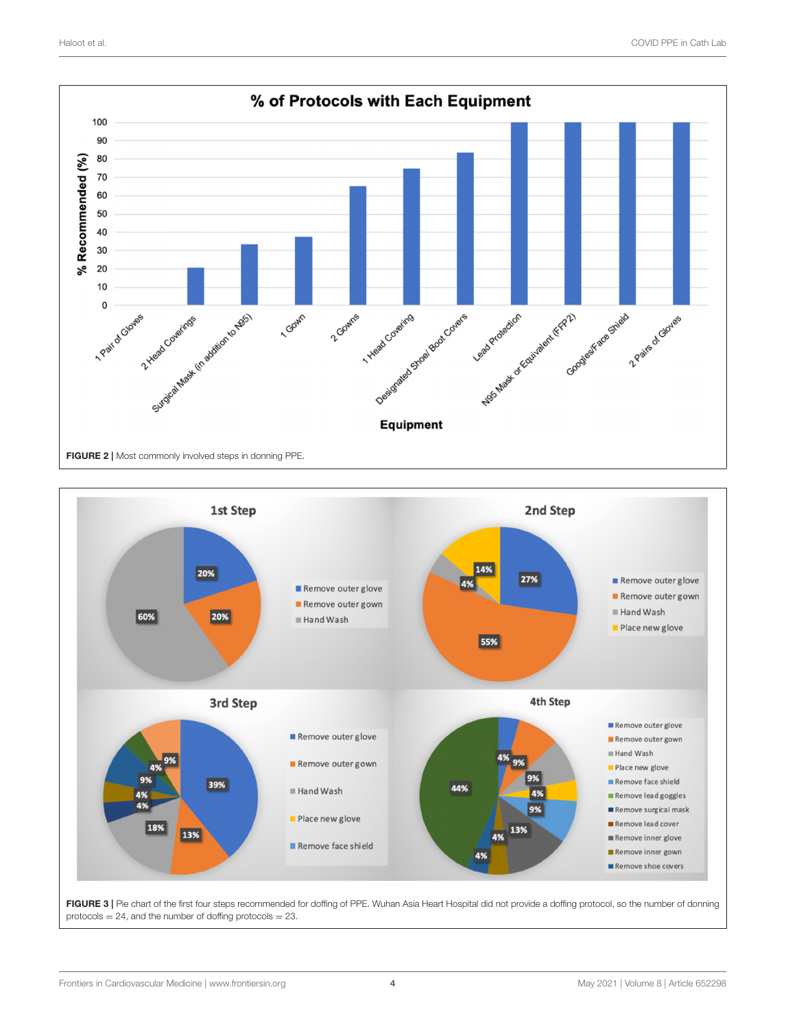**FIGURE 2 |** Most commonly involved steps in donning PPE.

**FIGURE 3 |** Pie chart of the first four steps recommended for doffing of PPE. Wuhan Asia Heart Hospital did not provide a doffing protocol, so the number of donning protocols = 24, and the number of doffing protocols = 23.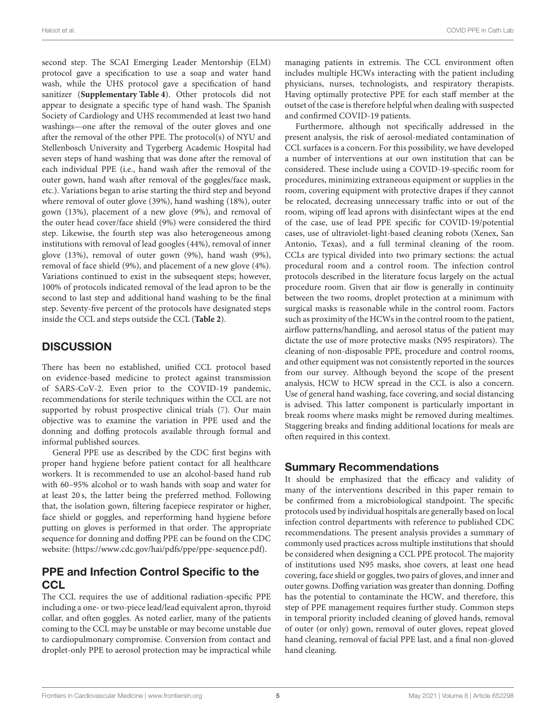second step. The SCAI Emerging Leader Mentorship (ELM) protocol gave a specification to use a soap and water hand wash, while the UHS protocol gave a specification of hand sanitizer (**Supplementary Table 4**). Other protocols did not appear to designate a specific type of hand wash. The Spanish Society of Cardiology and UHS recommended at least two hand washings—one after the removal of the outer gloves and one after the removal of the other PPE. The protocol(s) of NYU and Stellenbosch University and Tygerberg Academic Hospital had seven steps of hand washing that was done after the removal of each individual PPE (i.e., hand wash after the removal of the outer gown, hand wash after removal of the goggles/face mask, etc.). Variations began to arise starting the third step and beyond where removal of outer glove (39%), hand washing (18%), outer gown (13%), placement of a new glove (9%), and removal of the outer head cover/face shield (9%) were considered the third step. Likewise, the fourth step was also heterogeneous among institutions with removal of lead googles (44%), removal of inner glove (13%), removal of outer gown (9%), hand wash (9%), removal of face shield (9%), and placement of a new glove (4%). Variations continued to exist in the subsequent steps; however, 100% of protocols indicated removal of the lead apron to be the second to last step and additional hand washing to be the final step. Seventy-five percent of the protocols have designated steps inside the CCL and steps outside the CCL (**Table 2**).

## DISCUSSION

There has been no established, unified CCL protocol based on evidence-based medicine to protect against transmission of SARS-CoV-2. Even prior to the COVID-19 pandemic, recommendations for sterile techniques within the CCL are not supported by robust prospective clinical trials (7). Our main objective was to examine the variation in PPE used and the donning and doffing protocols available through formal and informal published sources.

General PPE use as described by the CDC first begins with proper hand hygiene before patient contact for all healthcare workers. It is recommended to use an alcohol-based hand rub with 60–95% alcohol or to wash hands with soap and water for at least 20 s, the latter being the preferred method. Following that, the isolation gown, filtering facepiece respirator or higher, face shield or goggles, and reperforming hand hygiene before putting on gloves is performed in that order. The appropriate sequence for donning and doffing PPE can be found on the CDC website: (https://www.cdc.gov/hai/pdfs/ppe/ppe-sequence.pdf).

### PPE and Infection Control Specific to the CCL

The CCL requires the use of additional radiation-specific PPE including a one- or two-piece lead/lead equivalent apron, thyroid collar, and often goggles. As noted earlier, many of the patients coming to the CCL may be unstable or may become unstable due to cardiopulmonary compromise. Conversion from contact and droplet-only PPE to aerosol protection may be impractical while managing patients in extremis. The CCL environment often includes multiple HCWs interacting with the patient including physicians, nurses, technologists, and respiratory therapists. Having optimally protective PPE for each staff member at the outset of the case is therefore helpful when dealing with suspected and confirmed COVID-19 patients.

Furthermore, although not specifically addressed in the present analysis, the risk of aerosol-mediated contamination of CCL surfaces is a concern. For this possibility, we have developed a number of interventions at our own institution that can be considered. These include using a COVID-19-specific room for procedures, minimizing extraneous equipment or supplies in the room, covering equipment with protective drapes if they cannot be relocated, decreasing unnecessary traffic into or out of the room, wiping off lead aprons with disinfectant wipes at the end of the case, use of lead PPE specific for COVID-19/potential cases, use of ultraviolet-light-based cleaning robots (Xenex, San Antonio, Texas), and a full terminal cleaning of the room. CCLs are typical divided into two primary sections: the actual procedural room and a control room. The infection control protocols described in the literature focus largely on the actual procedure room. Given that air flow is generally in continuity between the two rooms, droplet protection at a minimum with surgical masks is reasonable while in the control room. Factors such as proximity of the HCWs in the control room to the patient, airflow patterns/handling, and aerosol status of the patient may dictate the use of more protective masks (N95 respirators). The cleaning of non-disposable PPE, procedure and control rooms, and other equipment was not consistently reported in the sources from our survey. Although beyond the scope of the present analysis, HCW to HCW spread in the CCL is also a concern. Use of general hand washing, face covering, and social distancing is advised. This latter component is particularly important in break rooms where masks might be removed during mealtimes. Staggering breaks and finding additional locations for meals are often required in this context.

### Summary Recommendations

It should be emphasized that the efficacy and validity of many of the interventions described in this paper remain to be confirmed from a microbiological standpoint. The specific protocols used by individual hospitals are generally based on local infection control departments with reference to published CDC recommendations. The present analysis provides a summary of commonly used practices across multiple institutions that should be considered when designing a CCL PPE protocol. The majority of institutions used N95 masks, shoe covers, at least one head covering, face shield or goggles, two pairs of gloves, and inner and outer gowns. Doffing variation was greater than donning. Doffing has the potential to contaminate the HCW, and therefore, this step of PPE management requires further study. Common steps in temporal priority included cleaning of gloved hands, removal of outer (or only) gown, removal of outer gloves, repeat gloved hand cleaning, removal of facial PPE last, and a final non-gloved hand cleaning.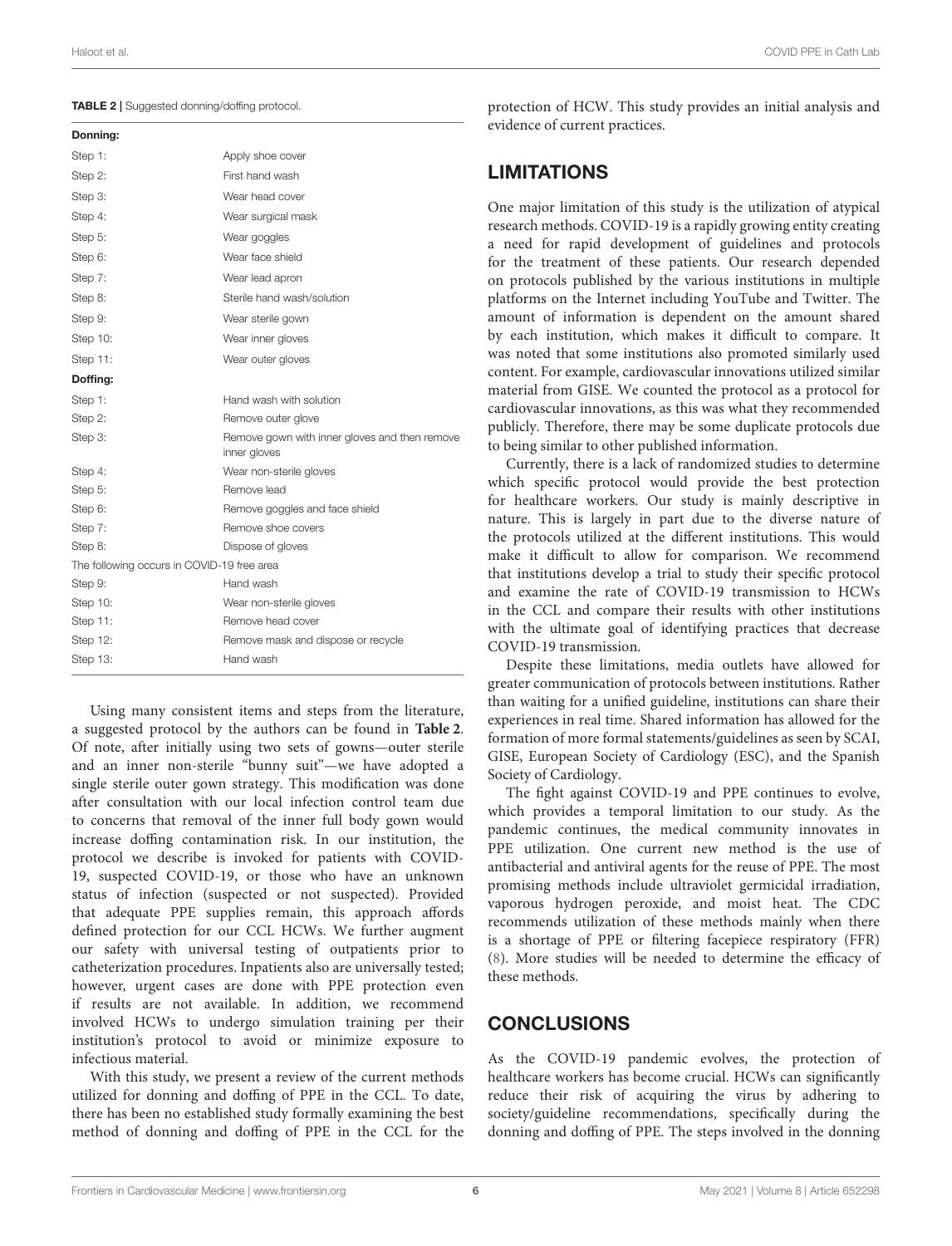**TABLE 2 |** Suggested donning/doffing protocol.

| **Donning:** | |
|---|---|
| Step 1: | Apply shoe cover |
| Step 2: | First hand wash |
| Step 3: | Wear head cover |
| Step 4: | Wear surgical mask |
| Step 5: | Wear goggles |
| Step 6: | Wear face shield |
| Step 7: | Wear lead apron |
| Step 8: | Sterile hand wash/solution |
| Step 9: | Wear sterile gown |
| Step 10: | Wear inner gloves |
| Step 11: | Wear outer gloves |
| **Doffing:** | |
| Step 1: | Hand wash with solution |
| Step 2: | Remove outer glove |
| Step 3: | Remove gown with inner gloves and then remove inner gloves |
| Step 4: | Wear non-sterile gloves |
| Step 5: | Remove lead |
| Step 6: | Remove goggles and face shield |
| Step 7: | Remove shoe covers |
| Step 8: | Dispose of gloves |
| The following occurs in COVID-19 free area | |
| Step 9: | Hand wash |
| Step 10: | Wear non-sterile gloves |
| Step 11: | Remove head cover |
| Step 12: | Remove mask and dispose or recycle |
| Step 13: | Hand wash |

Using many consistent items and steps from the literature, a suggested protocol by the authors can be found in **Table 2**. Of note, after initially using two sets of gowns—outer sterile and an inner non-sterile "bunny suit"—we have adopted a single sterile outer gown strategy. This modification was done after consultation with our local infection control team due to concerns that removal of the inner full body gown would increase doffing contamination risk. In our institution, the protocol we describe is invoked for patients with COVID-19, suspected COVID-19, or those who have an unknown status of infection (suspected or not suspected). Provided that adequate PPE supplies remain, this approach affords defined protection for our CCL HCWs. We further augment our safety with universal testing of outpatients prior to catheterization procedures. Inpatients also are universally tested; however, urgent cases are done with PPE protection even if results are not available. In addition, we recommend involved HCWs to undergo simulation training per their institution's protocol to avoid or minimize exposure to infectious material.

With this study, we present a review of the current methods utilized for donning and doffing of PPE in the CCL. To date, there has been no established study formally examining the best method of donning and doffing of PPE in the CCL for the protection of HCW. This study provides an initial analysis and evidence of current practices.

## LIMITATIONS

One major limitation of this study is the utilization of atypical research methods. COVID-19 is a rapidly growing entity creating a need for rapid development of guidelines and protocols for the treatment of these patients. Our research depended on protocols published by the various institutions in multiple platforms on the Internet including YouTube and Twitter. The amount of information is dependent on the amount shared by each institution, which makes it difficult to compare. It was noted that some institutions also promoted similarly used content. For example, cardiovascular innovations utilized similar material from GISE. We counted the protocol as a protocol for cardiovascular innovations, as this was what they recommended publicly. Therefore, there may be some duplicate protocols due to being similar to other published information.

Currently, there is a lack of randomized studies to determine which specific protocol would provide the best protection for healthcare workers. Our study is mainly descriptive in nature. This is largely in part due to the diverse nature of the protocols utilized at the different institutions. This would make it difficult to allow for comparison. We recommend that institutions develop a trial to study their specific protocol and examine the rate of COVID-19 transmission to HCWs in the CCL and compare their results with other institutions with the ultimate goal of identifying practices that decrease COVID-19 transmission.

Despite these limitations, media outlets have allowed for greater communication of protocols between institutions. Rather than waiting for a unified guideline, institutions can share their experiences in real time. Shared information has allowed for the formation of more formal statements/guidelines as seen by SCAI, GISE, European Society of Cardiology (ESC), and the Spanish Society of Cardiology.

The fight against COVID-19 and PPE continues to evolve, which provides a temporal limitation to our study. As the pandemic continues, the medical community innovates in PPE utilization. One current new method is the use of antibacterial and antiviral agents for the reuse of PPE. The most promising methods include ultraviolet germicidal irradiation, vaporous hydrogen peroxide, and moist heat. The CDC recommends utilization of these methods mainly when there is a shortage of PPE or filtering facepiece respiratory (FFR) (8). More studies will be needed to determine the efficacy of these methods.

## CONCLUSIONS

As the COVID-19 pandemic evolves, the protection of healthcare workers has become crucial. HCWs can significantly reduce their risk of acquiring the virus by adhering to society/guideline recommendations, specifically during the donning and doffing of PPE. The steps involved in the donning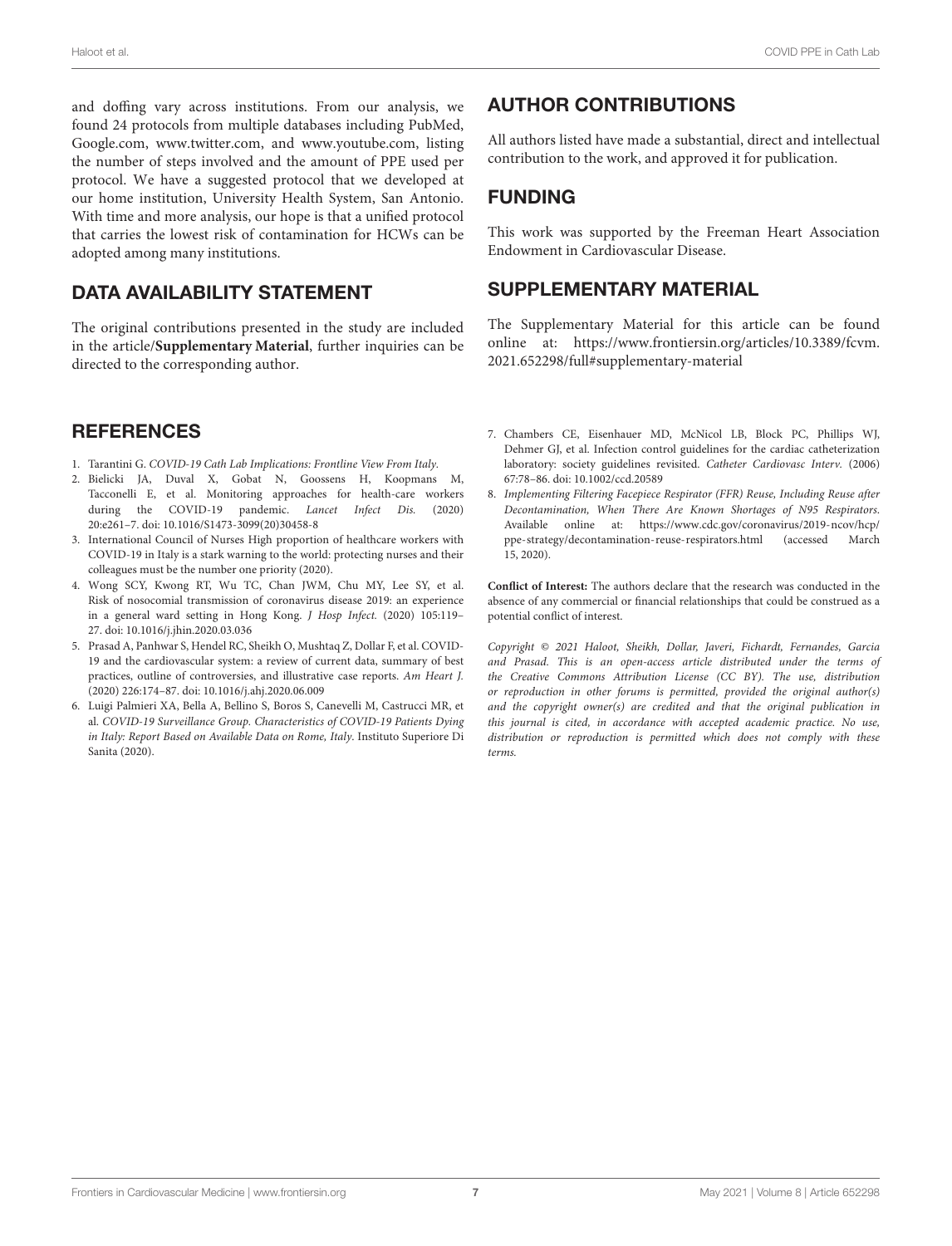and doffing vary across institutions. From our analysis, we found 24 protocols from multiple databases including PubMed, Google.com, www.twitter.com, and www.youtube.com, listing the number of steps involved and the amount of PPE used per protocol. We have a suggested protocol that we developed at our home institution, University Health System, San Antonio. With time and more analysis, our hope is that a unified protocol that carries the lowest risk of contamination for HCWs can be adopted among many institutions.

## DATA AVAILABILITY STATEMENT

The original contributions presented in the study are included in the article/**Supplementary Material**, further inquiries can be directed to the corresponding author.

## AUTHOR CONTRIBUTIONS

All authors listed have made a substantial, direct and intellectual contribution to the work, and approved it for publication.

## FUNDING

This work was supported by the Freeman Heart Association Endowment in Cardiovascular Disease.

## SUPPLEMENTARY MATERIAL

The Supplementary Material for this article can be found online at: https://www.frontiersin.org/articles/10.3389/fcvm.2021.652298/full#supplementary-material

## REFERENCES

1. Tarantini G. *COVID-19 Cath Lab Implications: Frontline View From Italy.*
2. Bielicki JA, Duval X, Gobat N, Goossens H, Koopmans M, Tacconelli E, et al. Monitoring approaches for health-care workers during the COVID-19 pandemic. *Lancet Infect Dis.* (2020) 20:e261–7. doi: 10.1016/S1473-3099(20)30458-8
3. International Council of Nurses High proportion of healthcare workers with COVID-19 in Italy is a stark warning to the world: protecting nurses and their colleagues must be the number one priority (2020).
4. Wong SCY, Kwong RT, Wu TC, Chan JWM, Chu MY, Lee SY, et al. Risk of nosocomial transmission of coronavirus disease 2019: an experience in a general ward setting in Hong Kong. *J Hosp Infect.* (2020) 105:119–27. doi: 10.1016/j.jhin.2020.03.036
5. Prasad A, Panhwar S, Hendel RC, Sheikh O, Mushtaq Z, Dollar F, et al. COVID-19 and the cardiovascular system: a review of current data, summary of best practices, outline of controversies, and illustrative case reports. *Am Heart J.* (2020) 226:174–87. doi: 10.1016/j.ahj.2020.06.009
6. Luigi Palmieri XA, Bella A, Bellino S, Boros S, Canevelli M, Castrucci MR, et al. *COVID-19 Surveillance Group. Characteristics of COVID-19 Patients Dying in Italy: Report Based on Available Data on Rome, Italy*. Instituto Superiore Di Sanita (2020).
7. Chambers CE, Eisenhauer MD, McNicol LB, Block PC, Phillips WJ, Dehmer GJ, et al. Infection control guidelines for the cardiac catheterization laboratory: society guidelines revisited. *Catheter Cardiovasc Interv.* (2006) 67:78–86. doi: 10.1002/ccd.20589
8. *Implementing Filtering Facepiece Respirator (FFR) Reuse, Including Reuse after Decontamination, When There Are Known Shortages of N95 Respirators.* Available online at: https://www.cdc.gov/coronavirus/2019-ncov/hcp/ppe-strategy/decontamination-reuse-respirators.html (accessed March 15, 2020).

**Conflict of Interest:** The authors declare that the research was conducted in the absence of any commercial or financial relationships that could be construed as a potential conflict of interest.

*Copyright © 2021 Haloot, Sheikh, Dollar, Javeri, Fichardt, Fernandes, Garcia and Prasad. This is an open-access article distributed under the terms of the Creative Commons Attribution License (CC BY). The use, distribution or reproduction in other forums is permitted, provided the original author(s) and the copyright owner(s) are credited and that the original publication in this journal is cited, in accordance with accepted academic practice. No use, distribution or reproduction is permitted which does not comply with these terms.*